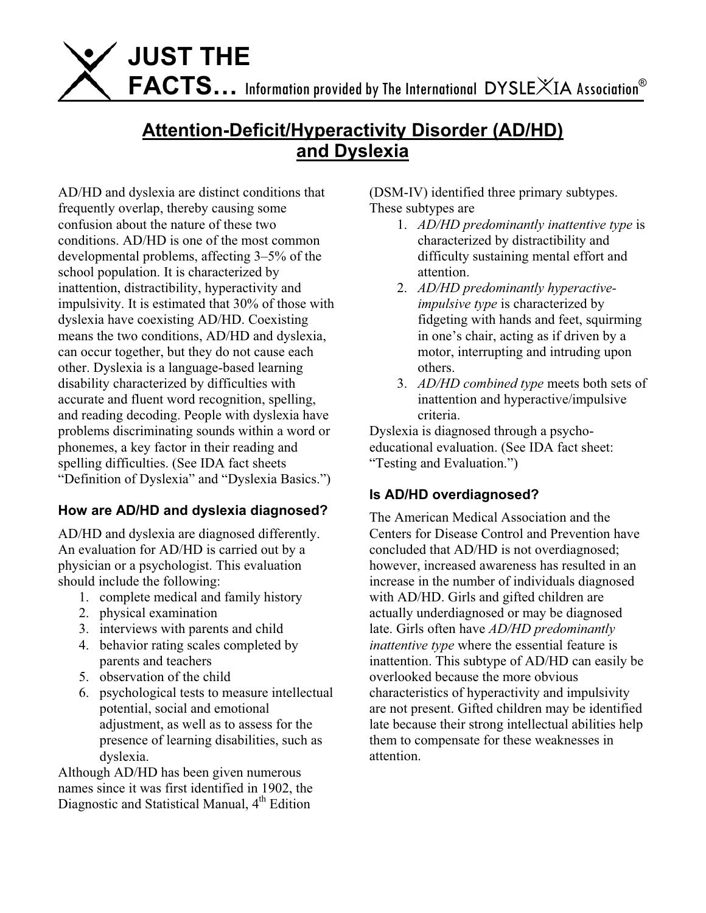# JUST THE FACTS… Information provided by The International DYSLEXIA Association®

## Attention-Deficit/Hyperactivity Disorder (AD/HD) and Dyslexia

AD/HD and dyslexia are distinct conditions that frequently overlap, thereby causing some confusion about the nature of these two conditions. AD/HD is one of the most common developmental problems, affecting 3–5% of the school population. It is characterized by inattention, distractibility, hyperactivity and impulsivity. It is estimated that 30% of those with dyslexia have coexisting AD/HD. Coexisting means the two conditions, AD/HD and dyslexia, can occur together, but they do not cause each other. Dyslexia is a language-based learning disability characterized by difficulties with accurate and fluent word recognition, spelling, and reading decoding. People with dyslexia have problems discriminating sounds within a word or phonemes, a key factor in their reading and spelling difficulties. (See IDA fact sheets "Definition of Dyslexia" and "Dyslexia Basics.")

### How are AD/HD and dyslexia diagnosed?

AD/HD and dyslexia are diagnosed differently. An evaluation for AD/HD is carried out by a physician or a psychologist. This evaluation should include the following:

1. complete medical and family history
2. physical examination
3. interviews with parents and child
4. behavior rating scales completed by parents and teachers
5. observation of the child
6. psychological tests to measure intellectual potential, social and emotional adjustment, as well as to assess for the presence of learning disabilities, such as dyslexia.

Although AD/HD has been given numerous names since it was first identified in 1902, the Diagnostic and Statistical Manual, 4th Edition (DSM-IV) identified three primary subtypes. These subtypes are

1. *AD/HD predominantly inattentive type* is characterized by distractibility and difficulty sustaining mental effort and attention.
2. *AD/HD predominantly hyperactive-impulsive type* is characterized by fidgeting with hands and feet, squirming in one's chair, acting as if driven by a motor, interrupting and intruding upon others.
3. *AD/HD combined type* meets both sets of inattention and hyperactive/impulsive criteria.

Dyslexia is diagnosed through a psycho-educational evaluation. (See IDA fact sheet: "Testing and Evaluation.")

### Is AD/HD overdiagnosed?

The American Medical Association and the Centers for Disease Control and Prevention have concluded that AD/HD is not overdiagnosed; however, increased awareness has resulted in an increase in the number of individuals diagnosed with AD/HD. Girls and gifted children are actually underdiagnosed or may be diagnosed late. Girls often have *AD/HD predominantly inattentive type* where the essential feature is inattention. This subtype of AD/HD can easily be overlooked because the more obvious characteristics of hyperactivity and impulsivity are not present. Gifted children may be identified late because their strong intellectual abilities help them to compensate for these weaknesses in attention.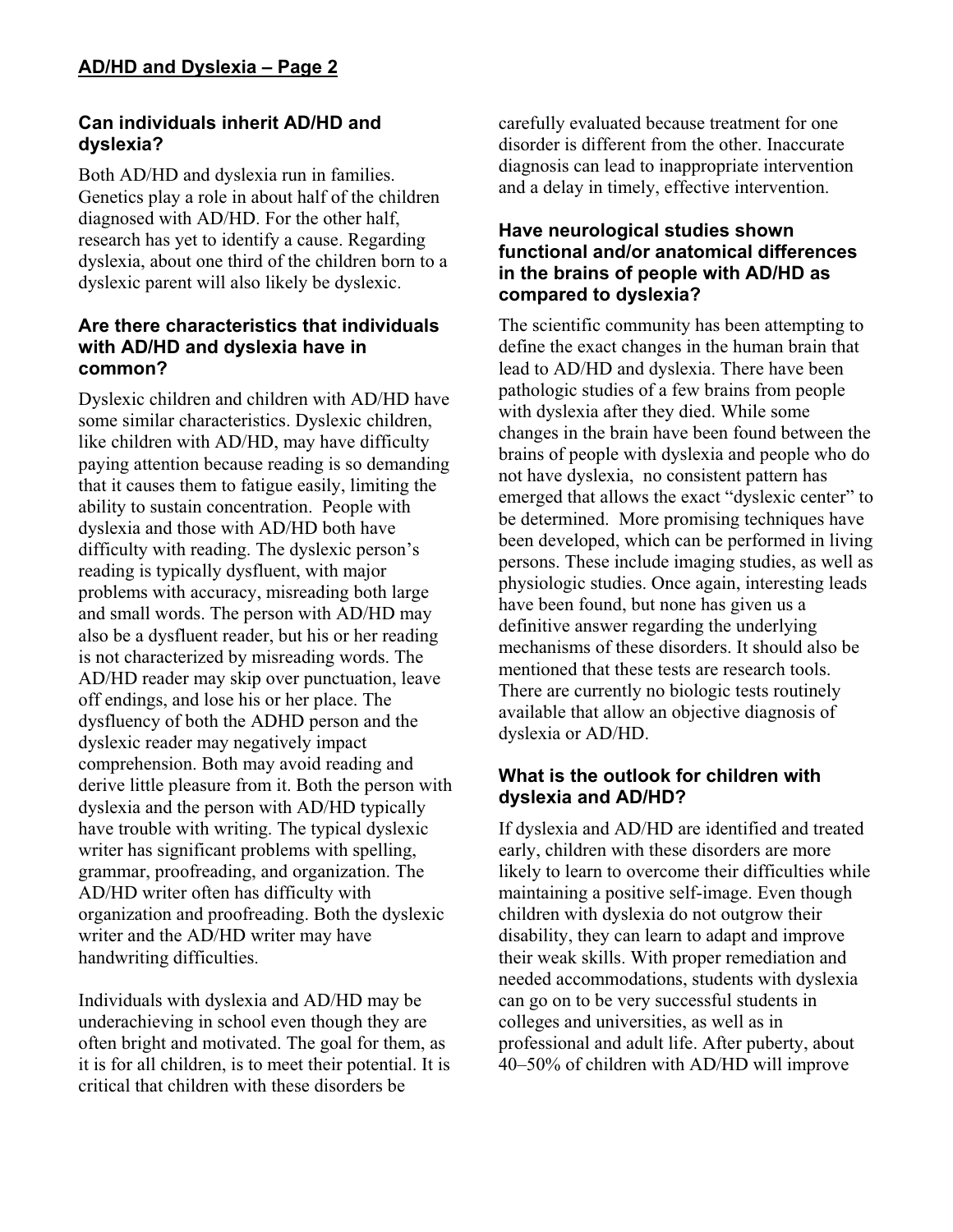## Can individuals inherit AD/HD and dyslexia?

Both AD/HD and dyslexia run in families. Genetics play a role in about half of the children diagnosed with AD/HD. For the other half, research has yet to identify a cause. Regarding dyslexia, about one third of the children born to a dyslexic parent will also likely be dyslexic.

## Are there characteristics that individuals with AD/HD and dyslexia have in common?

Dyslexic children and children with AD/HD have some similar characteristics. Dyslexic children, like children with AD/HD, may have difficulty paying attention because reading is so demanding that it causes them to fatigue easily, limiting the ability to sustain concentration. People with dyslexia and those with AD/HD both have difficulty with reading. The dyslexic person's reading is typically dysfluent, with major problems with accuracy, misreading both large and small words. The person with AD/HD may also be a dysfluent reader, but his or her reading is not characterized by misreading words. The AD/HD reader may skip over punctuation, leave off endings, and lose his or her place. The dysfluency of both the ADHD person and the dyslexic reader may negatively impact comprehension. Both may avoid reading and derive little pleasure from it. Both the person with dyslexia and the person with AD/HD typically have trouble with writing. The typical dyslexic writer has significant problems with spelling, grammar, proofreading, and organization. The AD/HD writer often has difficulty with organization and proofreading. Both the dyslexic writer and the AD/HD writer may have handwriting difficulties.

Individuals with dyslexia and AD/HD may be underachieving in school even though they are often bright and motivated. The goal for them, as it is for all children, is to meet their potential. It is critical that children with these disorders be carefully evaluated because treatment for one disorder is different from the other. Inaccurate diagnosis can lead to inappropriate intervention and a delay in timely, effective intervention.

## Have neurological studies shown functional and/or anatomical differences in the brains of people with AD/HD as compared to dyslexia?

The scientific community has been attempting to define the exact changes in the human brain that lead to AD/HD and dyslexia. There have been pathologic studies of a few brains from people with dyslexia after they died. While some changes in the brain have been found between the brains of people with dyslexia and people who do not have dyslexia, no consistent pattern has emerged that allows the exact "dyslexic center" to be determined. More promising techniques have been developed, which can be performed in living persons. These include imaging studies, as well as physiologic studies. Once again, interesting leads have been found, but none has given us a definitive answer regarding the underlying mechanisms of these disorders. It should also be mentioned that these tests are research tools. There are currently no biologic tests routinely available that allow an objective diagnosis of dyslexia or AD/HD.

## What is the outlook for children with dyslexia and AD/HD?

If dyslexia and AD/HD are identified and treated early, children with these disorders are more likely to learn to overcome their difficulties while maintaining a positive self-image. Even though children with dyslexia do not outgrow their disability, they can learn to adapt and improve their weak skills. With proper remediation and needed accommodations, students with dyslexia can go on to be very successful students in colleges and universities, as well as in professional and adult life. After puberty, about 40–50% of children with AD/HD will improve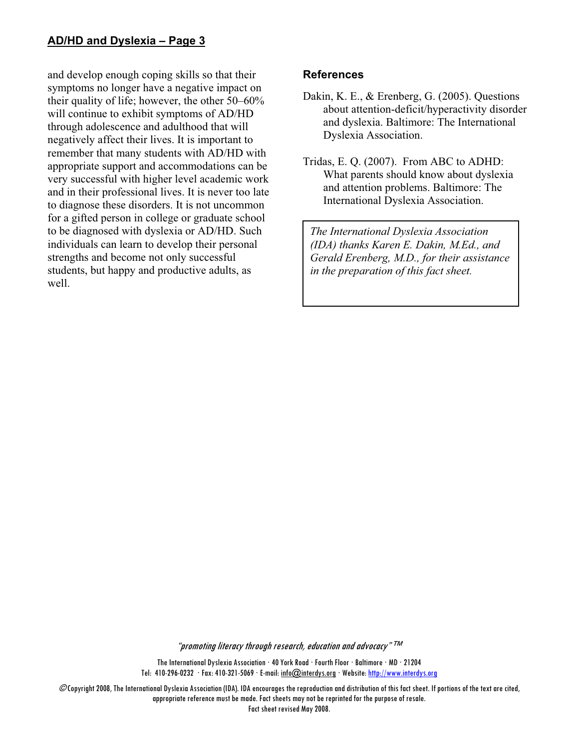and develop enough coping skills so that their symptoms no longer have a negative impact on their quality of life; however, the other 50–60% will continue to exhibit symptoms of AD/HD through adolescence and adulthood that will negatively affect their lives. It is important to remember that many students with AD/HD with appropriate support and accommodations can be very successful with higher level academic work and in their professional lives. It is never too late to diagnose these disorders. It is not uncommon for a gifted person in college or graduate school to be diagnosed with dyslexia or AD/HD. Such individuals can learn to develop their personal strengths and become not only successful students, but happy and productive adults, as well.

## References

Dakin, K. E., & Erenberg, G. (2005). Questions about attention-deficit/hyperactivity disorder and dyslexia. Baltimore: The International Dyslexia Association.

Tridas, E. Q. (2007). From ABC to ADHD: What parents should know about dyslexia and attention problems. Baltimore: The International Dyslexia Association.

*The International Dyslexia Association (IDA) thanks Karen E. Dakin, M.Ed., and Gerald Erenberg, M.D., for their assistance in the preparation of this fact sheet.*

*"promoting literacy through research, education and advocacy"* ™

The International Dyslexia Association · 40 York Road · Fourth Floor · Baltimore · MD · 21204
Tel: 410-296-0232 · Fax: 410-321-5069 · E-mail: info@interdys.org · Website: http://www.interdys.org

© Copyright 2008, The International Dyslexia Association (IDA). IDA encourages the reproduction and distribution of this fact sheet. If portions of the text are cited, appropriate reference must be made. Fact sheets may not be reprinted for the purpose of resale.
Fact sheet revised May 2008.